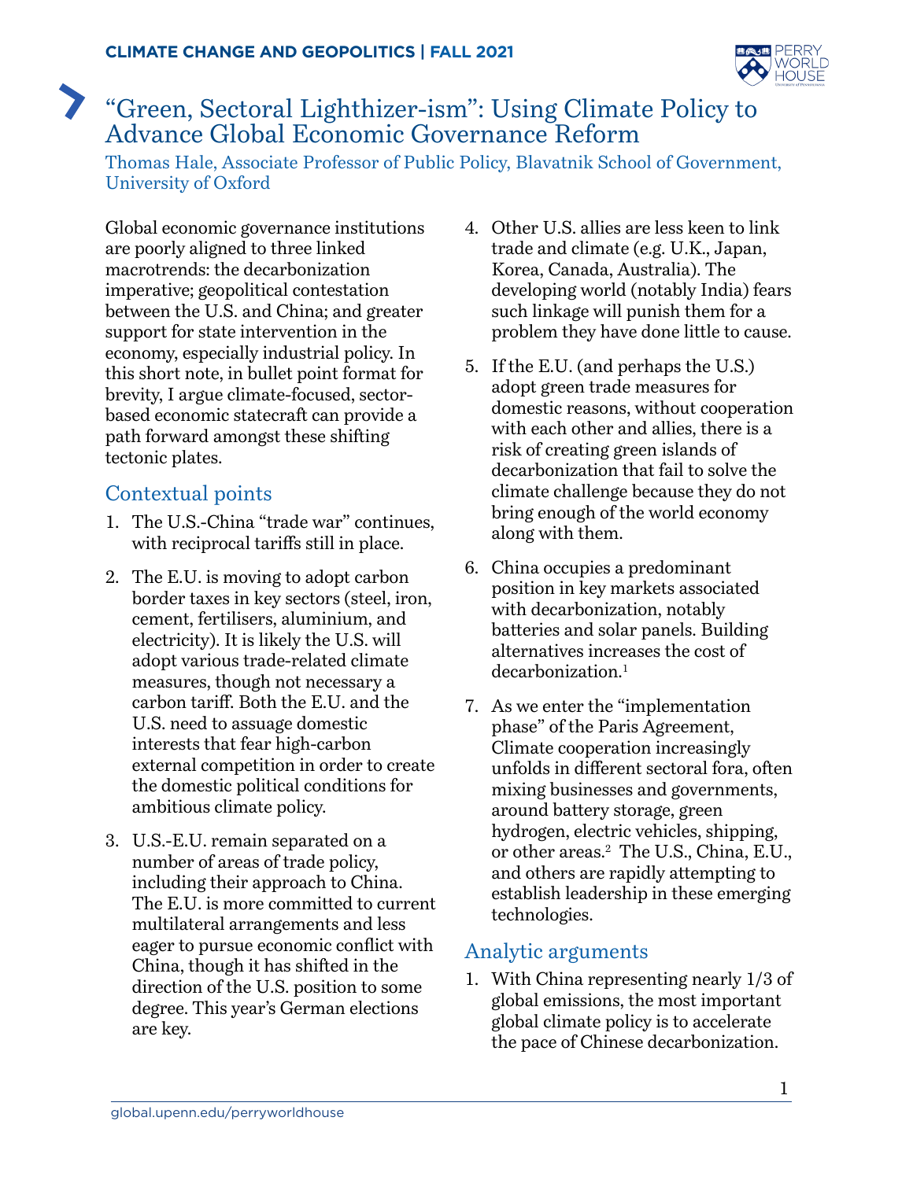# "Green, Sectoral Lighthizer-ism": Using Climate Policy to Advance Global Economic Governance Reform

Thomas Hale, Associate Professor of Public Policy, Blavatnik School of Government, University of Oxford

Global economic governance institutions are poorly aligned to three linked macrotrends: the decarbonization imperative; geopolitical contestation between the U.S. and China; and greater support for state intervention in the economy, especially industrial policy. In this short note, in bullet point format for brevity, I argue climate-focused, sector-based economic statecraft can provide a path forward amongst these shifting tectonic plates.

## Contextual points

1. The U.S.-China "trade war" continues, with reciprocal tariffs still in place.
2. The E.U. is moving to adopt carbon border taxes in key sectors (steel, iron, cement, fertilisers, aluminium, and electricity). It is likely the U.S. will adopt various trade-related climate measures, though not necessary a carbon tariff. Both the E.U. and the U.S. need to assuage domestic interests that fear high-carbon external competition in order to create the domestic political conditions for ambitious climate policy.
3. U.S.-E.U. remain separated on a number of areas of trade policy, including their approach to China. The E.U. is more committed to current multilateral arrangements and less eager to pursue economic conflict with China, though it has shifted in the direction of the U.S. position to some degree. This year's German elections are key.
4. Other U.S. allies are less keen to link trade and climate (e.g. U.K., Japan, Korea, Canada, Australia). The developing world (notably India) fears such linkage will punish them for a problem they have done little to cause.
5. If the E.U. (and perhaps the U.S.) adopt green trade measures for domestic reasons, without cooperation with each other and allies, there is a risk of creating green islands of decarbonization that fail to solve the climate challenge because they do not bring enough of the world economy along with them.
6. China occupies a predominant position in key markets associated with decarbonization, notably batteries and solar panels. Building alternatives increases the cost of decarbonization.[1]
7. As we enter the "implementation phase" of the Paris Agreement, Climate cooperation increasingly unfolds in different sectoral fora, often mixing businesses and governments, around battery storage, green hydrogen, electric vehicles, shipping, or other areas.[2] The U.S., China, E.U., and others are rapidly attempting to establish leadership in these emerging technologies.

## Analytic arguments

1. With China representing nearly 1/3 of global emissions, the most important global climate policy is to accelerate the pace of Chinese decarbonization.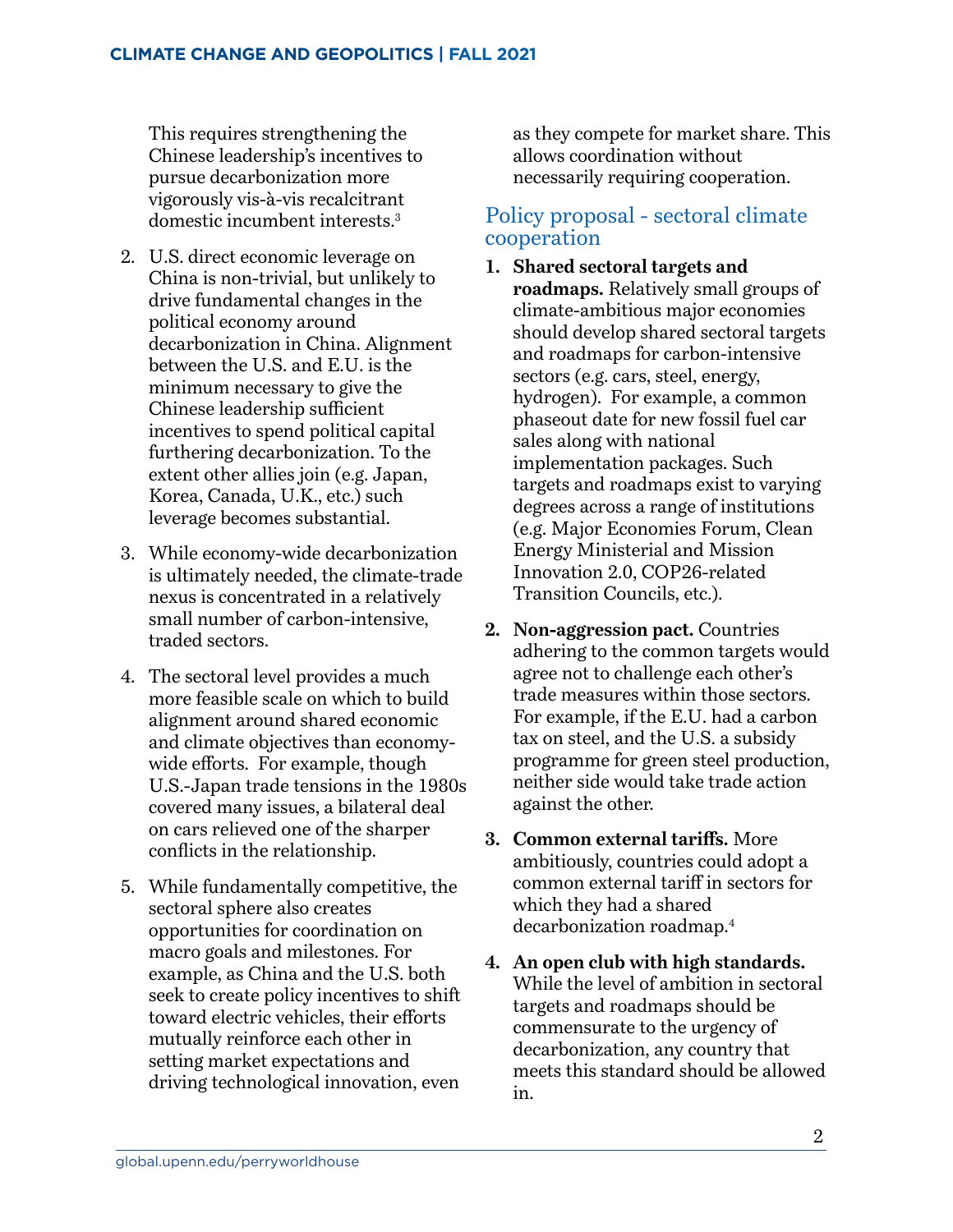This requires strengthening the Chinese leadership's incentives to pursue decarbonization more vigorously vis-à-vis recalcitrant domestic incumbent interests.[3]

2. U.S. direct economic leverage on China is non-trivial, but unlikely to drive fundamental changes in the political economy around decarbonization in China. Alignment between the U.S. and E.U. is the minimum necessary to give the Chinese leadership sufficient incentives to spend political capital furthering decarbonization. To the extent other allies join (e.g. Japan, Korea, Canada, U.K., etc.) such leverage becomes substantial.

3. While economy-wide decarbonization is ultimately needed, the climate-trade nexus is concentrated in a relatively small number of carbon-intensive, traded sectors.

4. The sectoral level provides a much more feasible scale on which to build alignment around shared economic and climate objectives than economy-wide efforts. For example, though U.S.-Japan trade tensions in the 1980s covered many issues, a bilateral deal on cars relieved one of the sharper conflicts in the relationship.

5. While fundamentally competitive, the sectoral sphere also creates opportunities for coordination on macro goals and milestones. For example, as China and the U.S. both seek to create policy incentives to shift toward electric vehicles, their efforts mutually reinforce each other in setting market expectations and driving technological innovation, even as they compete for market share. This allows coordination without necessarily requiring cooperation.

## Policy proposal - sectoral climate cooperation

1. **Shared sectoral targets and roadmaps.** Relatively small groups of climate-ambitious major economies should develop shared sectoral targets and roadmaps for carbon-intensive sectors (e.g. cars, steel, energy, hydrogen). For example, a common phaseout date for new fossil fuel car sales along with national implementation packages. Such targets and roadmaps exist to varying degrees across a range of institutions (e.g. Major Economies Forum, Clean Energy Ministerial and Mission Innovation 2.0, COP26-related Transition Councils, etc.).

2. **Non-aggression pact.** Countries adhering to the common targets would agree not to challenge each other's trade measures within those sectors. For example, if the E.U. had a carbon tax on steel, and the U.S. a subsidy programme for green steel production, neither side would take trade action against the other.

3. **Common external tariffs.** More ambitiously, countries could adopt a common external tariff in sectors for which they had a shared decarbonization roadmap.[4]

4. **An open club with high standards.** While the level of ambition in sectoral targets and roadmaps should be commensurate to the urgency of decarbonization, any country that meets this standard should be allowed in.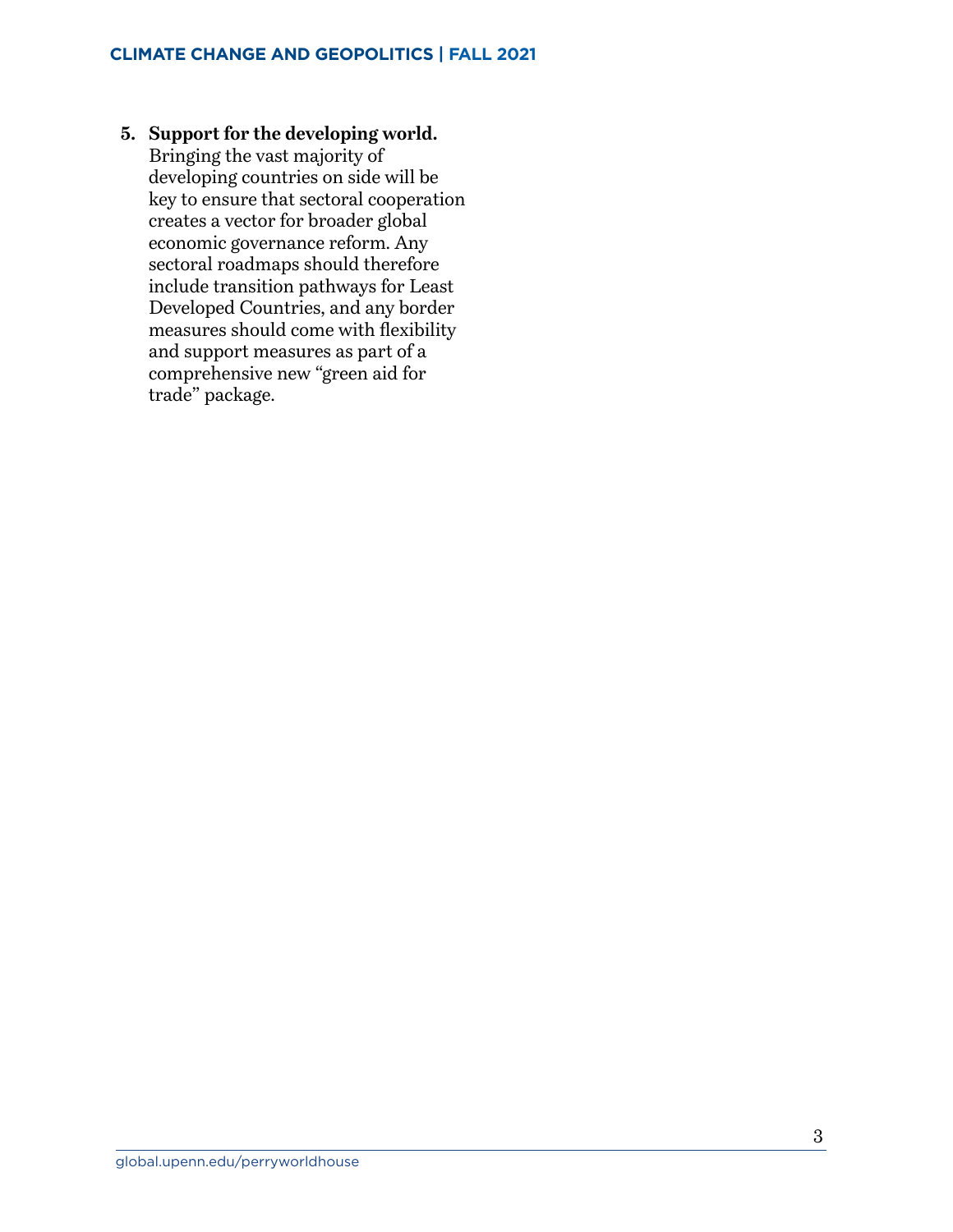5. **Support for the developing world.** Bringing the vast majority of developing countries on side will be key to ensure that sectoral cooperation creates a vector for broader global economic governance reform. Any sectoral roadmaps should therefore include transition pathways for Least Developed Countries, and any border measures should come with flexibility and support measures as part of a comprehensive new "green aid for trade" package.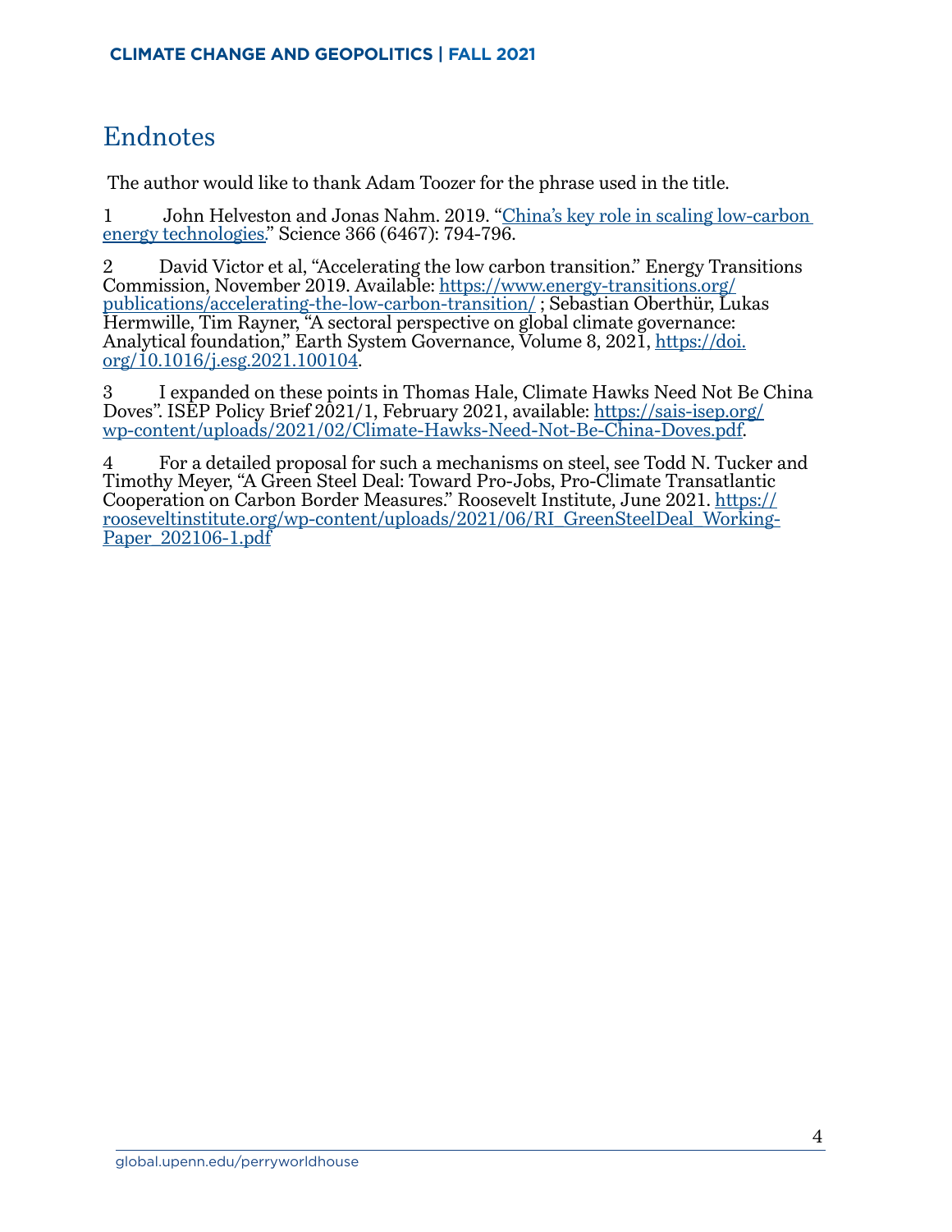# Endnotes

The author would like to thank Adam Toozer for the phrase used in the title.

1 John Helveston and Jonas Nahm. 2019. "China's key role in scaling low-carbon energy technologies." Science 366 (6467): 794-796.

2 David Victor et al, "Accelerating the low carbon transition." Energy Transitions Commission, November 2019. Available: https://www.energy-transitions.org/publications/accelerating-the-low-carbon-transition/ ; Sebastian Oberthür, Lukas Hermwille, Tim Rayner, "A sectoral perspective on global climate governance: Analytical foundation," Earth System Governance, Volume 8, 2021, https://doi.org/10.1016/j.esg.2021.100104.

3 I expanded on these points in Thomas Hale, Climate Hawks Need Not Be China Doves". ISEP Policy Brief 2021/1, February 2021, available: https://sais-isep.org/wp-content/uploads/2021/02/Climate-Hawks-Need-Not-Be-China-Doves.pdf.

4 For a detailed proposal for such a mechanisms on steel, see Todd N. Tucker and Timothy Meyer, "A Green Steel Deal: Toward Pro-Jobs, Pro-Climate Transatlantic Cooperation on Carbon Border Measures." Roosevelt Institute, June 2021. https://rooseveltinstitute.org/wp-content/uploads/2021/06/RI_GreenSteelDeal_Working-Paper_202106-1.pdf